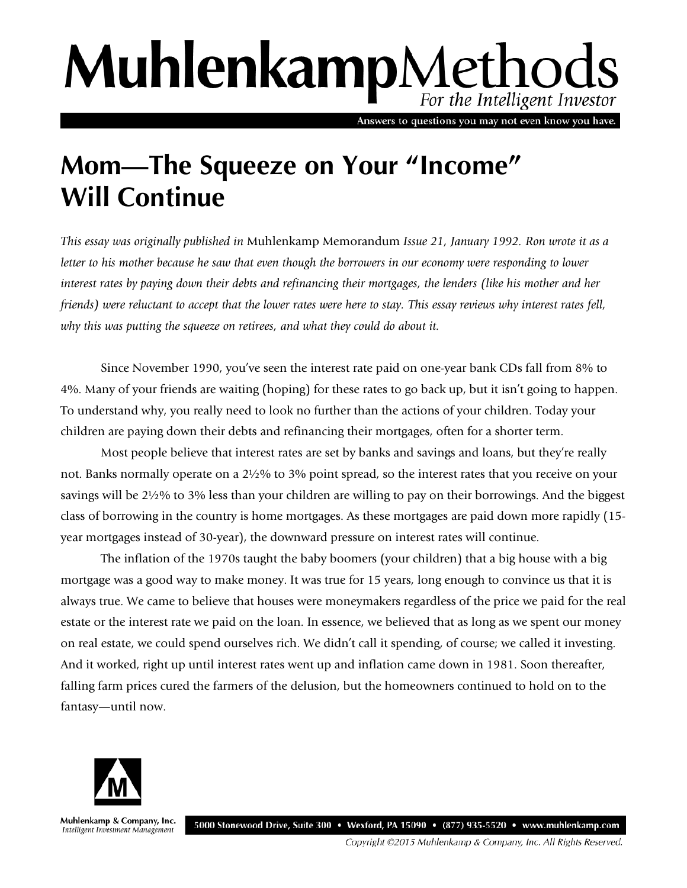# MuhlenkampMethods

*For the Intelligent Investor*

Answers to questions you may not even know you have.

## Mom—The Squeeze on Your "Income" Will Continue

*This essay was originally published in* Muhlenkamp Memorandum *Issue 21, January 1992. Ron wrote it as a letter to his mother because he saw that even though the borrowers in our economy were responding to lower interest rates by paying down their debts and refinancing their mortgages, the lenders (like his mother and her friends) were reluctant to accept that the lower rates were here to stay. This essay reviews why interest rates fell, why this was putting the squeeze on retirees, and what they could do about it.*

Since November 1990, you've seen the interest rate paid on one-year bank CDs fall from 8% to 4%. Many of your friends are waiting (hoping) for these rates to go back up, but it isn't going to happen. To understand why, you really need to look no further than the actions of your children. Today your children are paying down their debts and refinancing their mortgages, often for a shorter term.

Most people believe that interest rates are set by banks and savings and loans, but they're really not. Banks normally operate on a 2½% to 3% point spread, so the interest rates that you receive on your savings will be 2½% to 3% less than your children are willing to pay on their borrowings. And the biggest class of borrowing in the country is home mortgages. As these mortgages are paid down more rapidly (15-year mortgages instead of 30-year), the downward pressure on interest rates will continue.

The inflation of the 1970s taught the baby boomers (your children) that a big house with a big mortgage was a good way to make money. It was true for 15 years, long enough to convince us that it is always true. We came to believe that houses were moneymakers regardless of the price we paid for the real estate or the interest rate we paid on the loan. In essence, we believed that as long as we spent our money on real estate, we could spend ourselves rich. We didn't call it spending, of course; we called it investing. And it worked, right up until interest rates went up and inflation came down in 1981. Soon thereafter, falling farm prices cured the farmers of the delusion, but the homeowners continued to hold on to the fantasy—until now.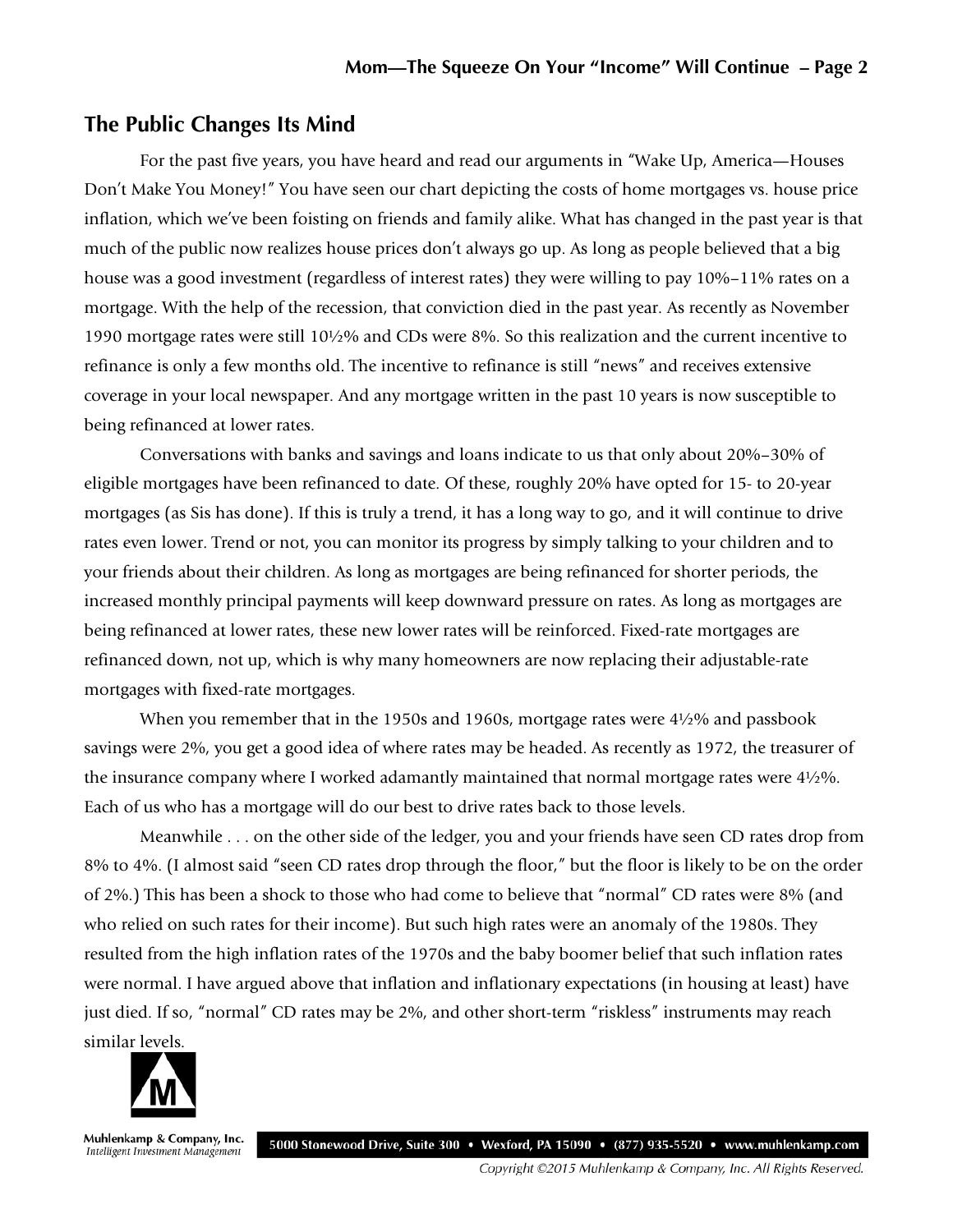## The Public Changes Its Mind

For the past five years, you have heard and read our arguments in "Wake Up, America—Houses Don't Make You Money!" You have seen our chart depicting the costs of home mortgages vs. house price inflation, which we've been foisting on friends and family alike. What has changed in the past year is that much of the public now realizes house prices don't always go up. As long as people believed that a big house was a good investment (regardless of interest rates) they were willing to pay 10%–11% rates on a mortgage. With the help of the recession, that conviction died in the past year. As recently as November 1990 mortgage rates were still 10½% and CDs were 8%. So this realization and the current incentive to refinance is only a few months old. The incentive to refinance is still "news" and receives extensive coverage in your local newspaper. And any mortgage written in the past 10 years is now susceptible to being refinanced at lower rates.

Conversations with banks and savings and loans indicate to us that only about 20%–30% of eligible mortgages have been refinanced to date. Of these, roughly 20% have opted for 15- to 20-year mortgages (as Sis has done). If this is truly a trend, it has a long way to go, and it will continue to drive rates even lower. Trend or not, you can monitor its progress by simply talking to your children and to your friends about their children. As long as mortgages are being refinanced for shorter periods, the increased monthly principal payments will keep downward pressure on rates. As long as mortgages are being refinanced at lower rates, these new lower rates will be reinforced. Fixed-rate mortgages are refinanced down, not up, which is why many homeowners are now replacing their adjustable-rate mortgages with fixed-rate mortgages.

When you remember that in the 1950s and 1960s, mortgage rates were 4½% and passbook savings were 2%, you get a good idea of where rates may be headed. As recently as 1972, the treasurer of the insurance company where I worked adamantly maintained that normal mortgage rates were 4½%. Each of us who has a mortgage will do our best to drive rates back to those levels.

Meanwhile . . . on the other side of the ledger, you and your friends have seen CD rates drop from 8% to 4%. (I almost said "seen CD rates drop through the floor," but the floor is likely to be on the order of 2%.) This has been a shock to those who had come to believe that "normal" CD rates were 8% (and who relied on such rates for their income). But such high rates were an anomaly of the 1980s. They resulted from the high inflation rates of the 1970s and the baby boomer belief that such inflation rates were normal. I have argued above that inflation and inflationary expectations (in housing at least) have just died. If so, "normal" CD rates may be 2%, and other short-term "riskless" instruments may reach similar levels.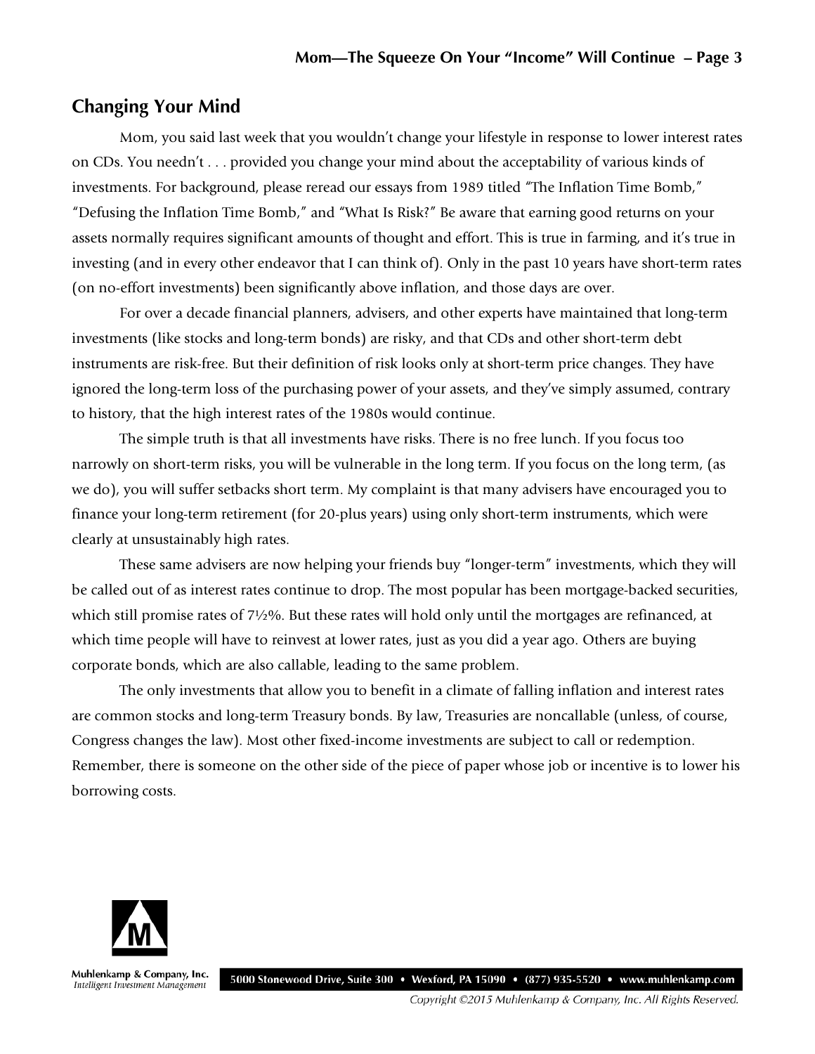## Changing Your Mind

Mom, you said last week that you wouldn't change your lifestyle in response to lower interest rates on CDs. You needn't . . . provided you change your mind about the acceptability of various kinds of investments. For background, please reread our essays from 1989 titled "The Inflation Time Bomb," "Defusing the Inflation Time Bomb," and "What Is Risk?" Be aware that earning good returns on your assets normally requires significant amounts of thought and effort. This is true in farming, and it's true in investing (and in every other endeavor that I can think of). Only in the past 10 years have short-term rates (on no-effort investments) been significantly above inflation, and those days are over.

For over a decade financial planners, advisers, and other experts have maintained that long-term investments (like stocks and long-term bonds) are risky, and that CDs and other short-term debt instruments are risk-free. But their definition of risk looks only at short-term price changes. They have ignored the long-term loss of the purchasing power of your assets, and they've simply assumed, contrary to history, that the high interest rates of the 1980s would continue.

The simple truth is that all investments have risks. There is no free lunch. If you focus too narrowly on short-term risks, you will be vulnerable in the long term. If you focus on the long term, (as we do), you will suffer setbacks short term. My complaint is that many advisers have encouraged you to finance your long-term retirement (for 20-plus years) using only short-term instruments, which were clearly at unsustainably high rates.

These same advisers are now helping your friends buy "longer-term" investments, which they will be called out of as interest rates continue to drop. The most popular has been mortgage-backed securities, which still promise rates of 7½%. But these rates will hold only until the mortgages are refinanced, at which time people will have to reinvest at lower rates, just as you did a year ago. Others are buying corporate bonds, which are also callable, leading to the same problem.

The only investments that allow you to benefit in a climate of falling inflation and interest rates are common stocks and long-term Treasury bonds. By law, Treasuries are noncallable (unless, of course, Congress changes the law). Most other fixed-income investments are subject to call or redemption. Remember, there is someone on the other side of the piece of paper whose job or incentive is to lower his borrowing costs.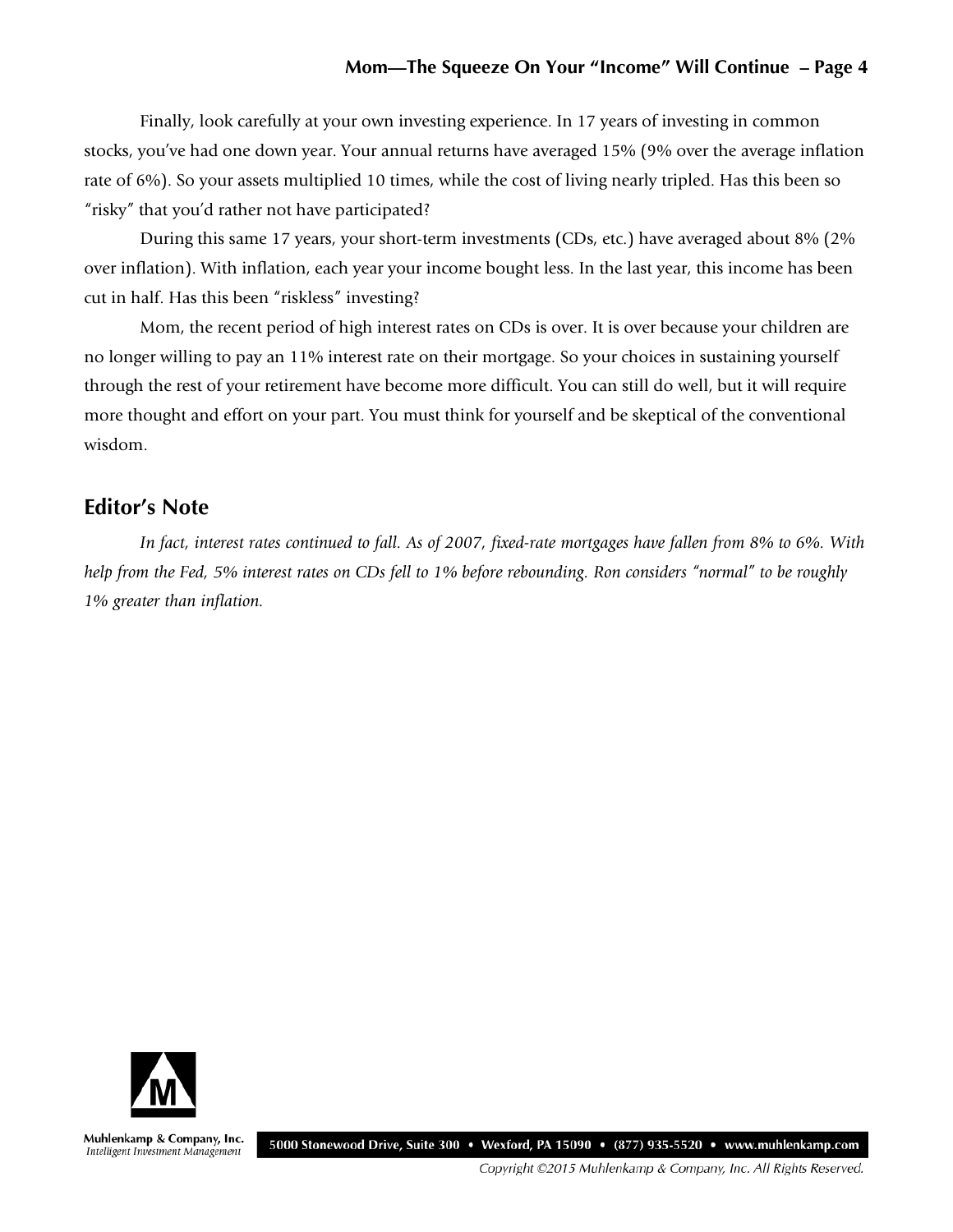Finally, look carefully at your own investing experience. In 17 years of investing in common stocks, you've had one down year. Your annual returns have averaged 15% (9% over the average inflation rate of 6%). So your assets multiplied 10 times, while the cost of living nearly tripled. Has this been so "risky" that you'd rather not have participated?

During this same 17 years, your short-term investments (CDs, etc.) have averaged about 8% (2% over inflation). With inflation, each year your income bought less. In the last year, this income has been cut in half. Has this been "riskless" investing?

Mom, the recent period of high interest rates on CDs is over. It is over because your children are no longer willing to pay an 11% interest rate on their mortgage. So your choices in sustaining yourself through the rest of your retirement have become more difficult. You can still do well, but it will require more thought and effort on your part. You must think for yourself and be skeptical of the conventional wisdom.

## Editor's Note

*In fact, interest rates continued to fall. As of 2007, fixed-rate mortgages have fallen from 8% to 6%. With help from the Fed, 5% interest rates on CDs fell to 1% before rebounding. Ron considers "normal" to be roughly 1% greater than inflation.*